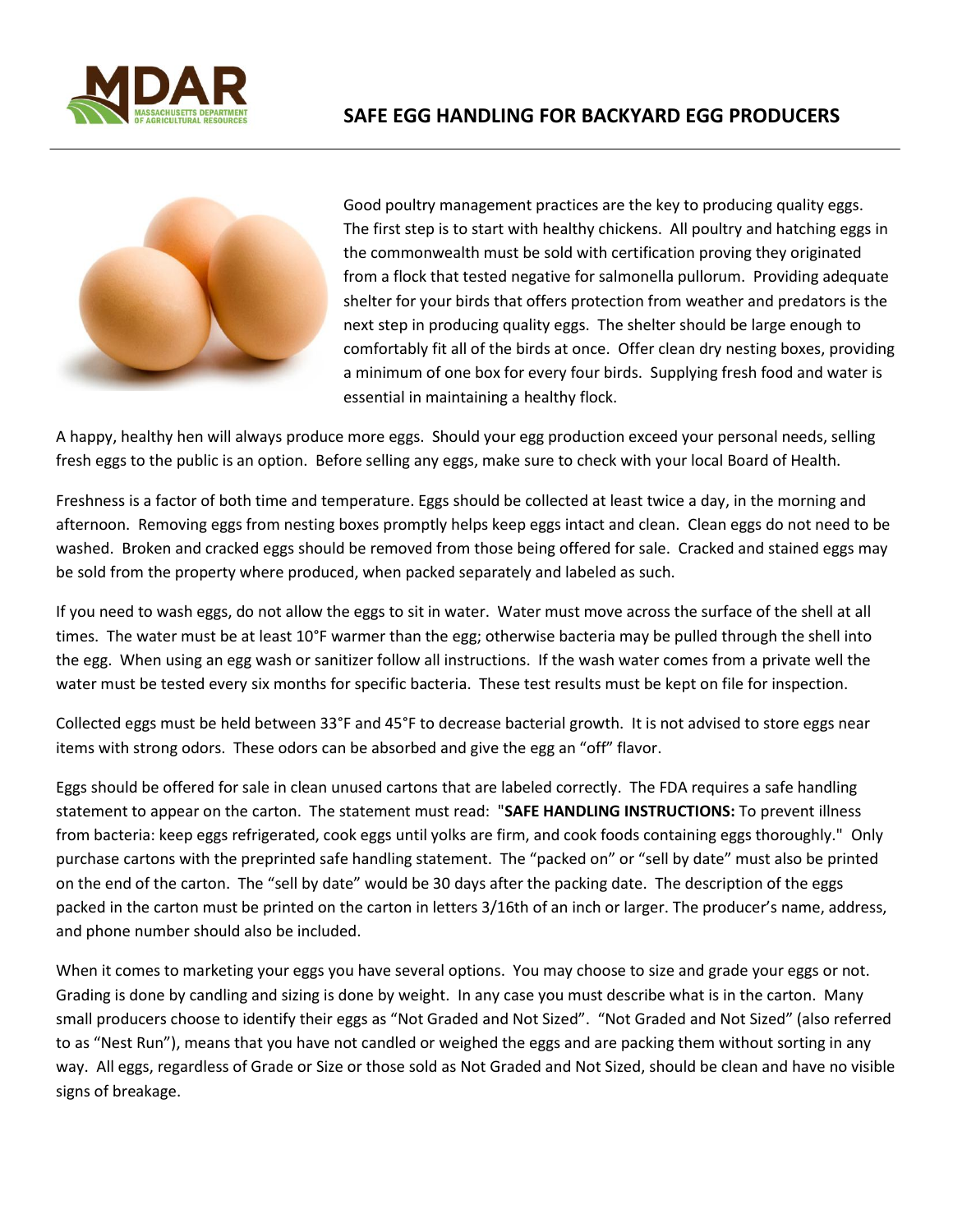# SAFE EGG HANDLING FOR BACKYARD EGG PRODUCERS

Good poultry management practices are the key to producing quality eggs. The first step is to start with healthy chickens. All poultry and hatching eggs in the commonwealth must be sold with certification proving they originated from a flock that tested negative for salmonella pullorum. Providing adequate shelter for your birds that offers protection from weather and predators is the next step in producing quality eggs. The shelter should be large enough to comfortably fit all of the birds at once. Offer clean dry nesting boxes, providing a minimum of one box for every four birds. Supplying fresh food and water is essential in maintaining a healthy flock.

A happy, healthy hen will always produce more eggs. Should your egg production exceed your personal needs, selling fresh eggs to the public is an option. Before selling any eggs, make sure to check with your local Board of Health.

Freshness is a factor of both time and temperature. Eggs should be collected at least twice a day, in the morning and afternoon. Removing eggs from nesting boxes promptly helps keep eggs intact and clean. Clean eggs do not need to be washed. Broken and cracked eggs should be removed from those being offered for sale. Cracked and stained eggs may be sold from the property where produced, when packed separately and labeled as such.

If you need to wash eggs, do not allow the eggs to sit in water. Water must move across the surface of the shell at all times. The water must be at least 10°F warmer than the egg; otherwise bacteria may be pulled through the shell into the egg. When using an egg wash or sanitizer follow all instructions. If the wash water comes from a private well the water must be tested every six months for specific bacteria. These test results must be kept on file for inspection.

Collected eggs must be held between 33°F and 45°F to decrease bacterial growth. It is not advised to store eggs near items with strong odors. These odors can be absorbed and give the egg an "off" flavor.

Eggs should be offered for sale in clean unused cartons that are labeled correctly. The FDA requires a safe handling statement to appear on the carton. The statement must read: "**SAFE HANDLING INSTRUCTIONS:** To prevent illness from bacteria: keep eggs refrigerated, cook eggs until yolks are firm, and cook foods containing eggs thoroughly." Only purchase cartons with the preprinted safe handling statement. The "packed on" or "sell by date" must also be printed on the end of the carton. The "sell by date" would be 30 days after the packing date. The description of the eggs packed in the carton must be printed on the carton in letters 3/16th of an inch or larger. The producer's name, address, and phone number should also be included.

When it comes to marketing your eggs you have several options. You may choose to size and grade your eggs or not. Grading is done by candling and sizing is done by weight. In any case you must describe what is in the carton. Many small producers choose to identify their eggs as "Not Graded and Not Sized". "Not Graded and Not Sized" (also referred to as "Nest Run"), means that you have not candled or weighed the eggs and are packing them without sorting in any way. All eggs, regardless of Grade or Size or those sold as Not Graded and Not Sized, should be clean and have no visible signs of breakage.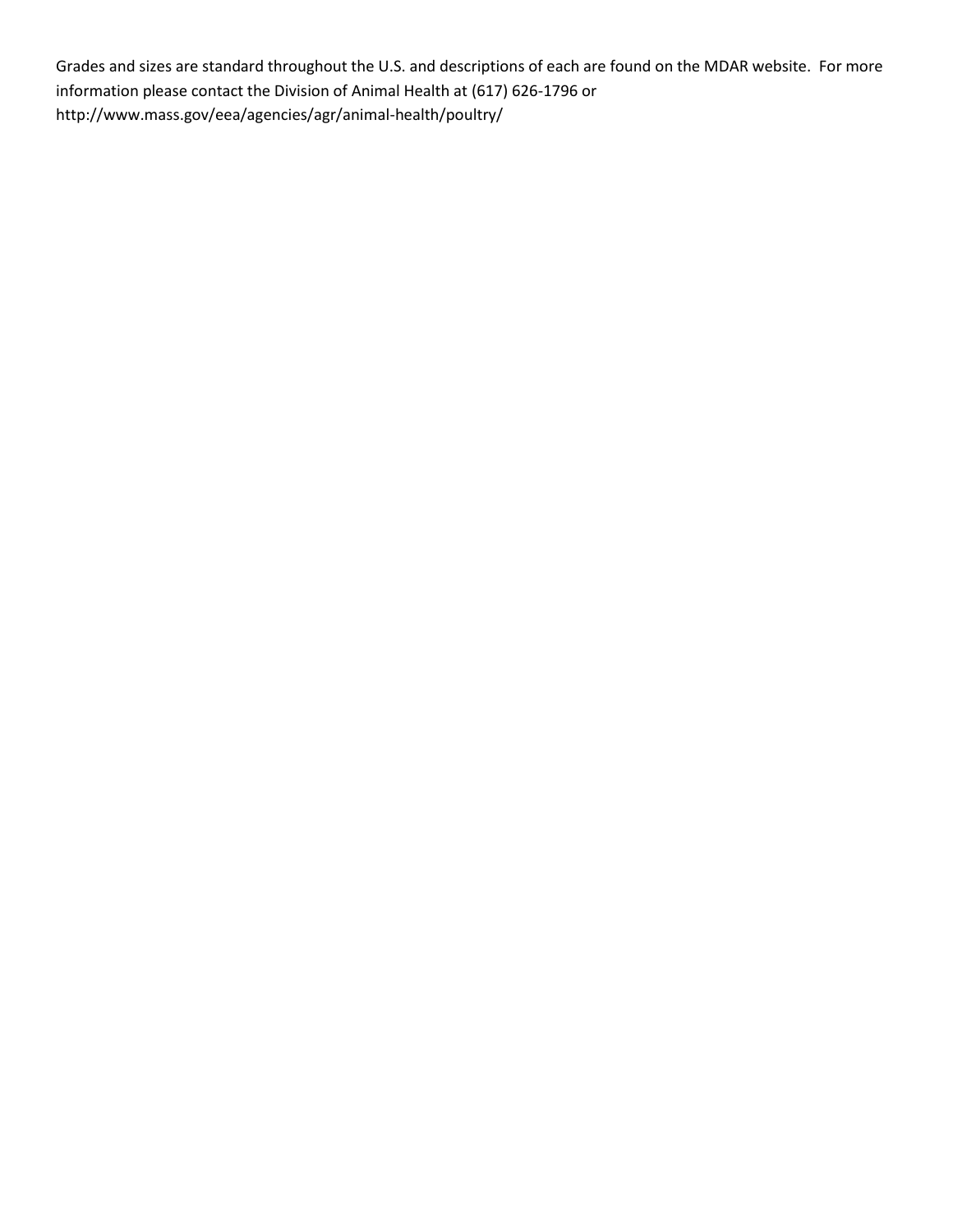Grades and sizes are standard throughout the U.S. and descriptions of each are found on the MDAR website. For more information please contact the Division of Animal Health at (617) 626-1796 or http://www.mass.gov/eea/agencies/agr/animal-health/poultry/